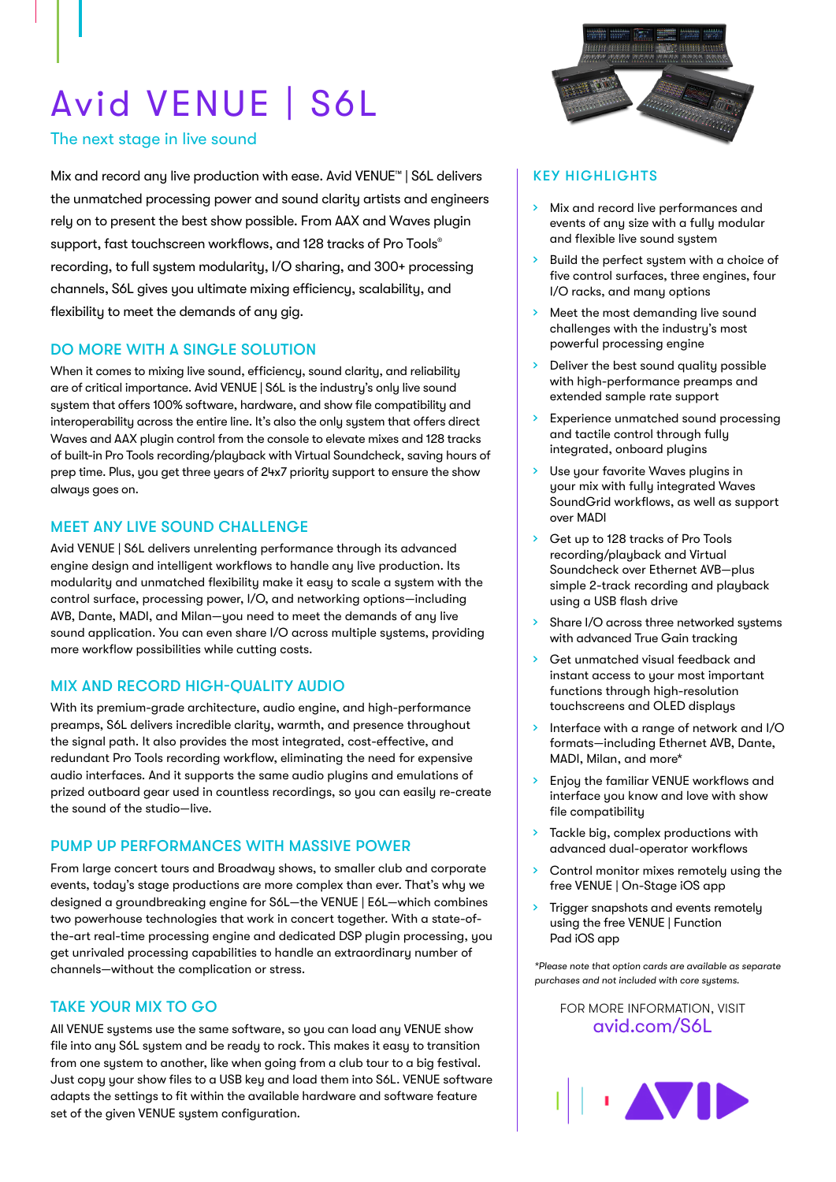# Avid VENUE | S6L

The next stage in live sound

Mix and record any live production with ease. Avid VENUE™ | S6L delivers the unmatched processing power and sound clarity artists and engineers rely on to present the best show possible. From AAX and Waves plugin support, fast touchscreen workflows, and 128 tracks of Pro Tools® recording, to full system modularity, I/O sharing, and 300+ processing channels, S6L gives you ultimate mixing efficiency, scalability, and flexibility to meet the demands of any gig.

## DO MORE WITH A SINGLE SOLUTION

When it comes to mixing live sound, efficiency, sound clarity, and reliability are of critical importance. Avid VENUE | S6L is the industry's only live sound system that offers 100% software, hardware, and show file compatibility and interoperability across the entire line. It's also the only system that offers direct Waves and AAX plugin control from the console to elevate mixes and 128 tracks of built-in Pro Tools recording/playback with Virtual Soundcheck, saving hours of prep time. Plus, you get three years of 24x7 priority support to ensure the show always goes on.

## MEET ANY LIVE SOUND CHALLENGE

Avid VENUE | S6L delivers unrelenting performance through its advanced engine design and intelligent workflows to handle any live production. Its modularity and unmatched flexibility make it easy to scale a system with the control surface, processing power, I/O, and networking options—including AVB, Dante, MADI, and Milan—you need to meet the demands of any live sound application. You can even share I/O across multiple systems, providing more workflow possibilities while cutting costs.

## MIX AND RECORD HIGH-QUALITY AUDIO

With its premium-grade architecture, audio engine, and high-performance preamps, S6L delivers incredible clarity, warmth, and presence throughout the signal path. It also provides the most integrated, cost-effective, and redundant Pro Tools recording workflow, eliminating the need for expensive audio interfaces. And it supports the same audio plugins and emulations of prized outboard gear used in countless recordings, so you can easily re-create the sound of the studio—live.

## PUMP UP PERFORMANCES WITH MASSIVE POWER

From large concert tours and Broadway shows, to smaller club and corporate events, today's stage productions are more complex than ever. That's why we designed a groundbreaking engine for S6L—the VENUE | E6L—which combines two powerhouse technologies that work in concert together. With a state-of-the-art real-time processing engine and dedicated DSP plugin processing, you get unrivaled processing capabilities to handle an extraordinary number of channels—without the complication or stress.

## TAKE YOUR MIX TO GO

All VENUE systems use the same software, so you can load any VENUE show file into any S6L system and be ready to rock. This makes it easy to transition from one system to another, like when going from a club tour to a big festival. Just copy your show files to a USB key and load them into S6L. VENUE software adapts the settings to fit within the available hardware and software feature set of the given VENUE system configuration.

## KEY HIGHLIGHTS

- Mix and record live performances and events of any size with a fully modular and flexible live sound system
- Build the perfect system with a choice of five control surfaces, three engines, four I/O racks, and many options
- Meet the most demanding live sound challenges with the industry's most powerful processing engine
- Deliver the best sound quality possible with high-performance preamps and extended sample rate support
- Experience unmatched sound processing and tactile control through fully integrated, onboard plugins
- Use your favorite Waves plugins in your mix with fully integrated Waves SoundGrid workflows, as well as support over MADI
- Get up to 128 tracks of Pro Tools recording/playback and Virtual Soundcheck over Ethernet AVB—plus simple 2-track recording and playback using a USB flash drive
- Share I/O across three networked systems with advanced True Gain tracking
- Get unmatched visual feedback and instant access to your most important functions through high-resolution touchscreens and OLED displays
- Interface with a range of network and I/O formats—including Ethernet AVB, Dante, MADI, Milan, and more*
- Enjoy the familiar VENUE workflows and interface you know and love with show file compatibility
- Tackle big, complex productions with advanced dual-operator workflows
- Control monitor mixes remotely using the free VENUE | On-Stage iOS app
- Trigger snapshots and events remotely using the free VENUE | Function Pad iOS app

*\*Please note that option cards are available as separate purchases and not included with core systems.*

FOR MORE INFORMATION, VISIT
avid.com/S6L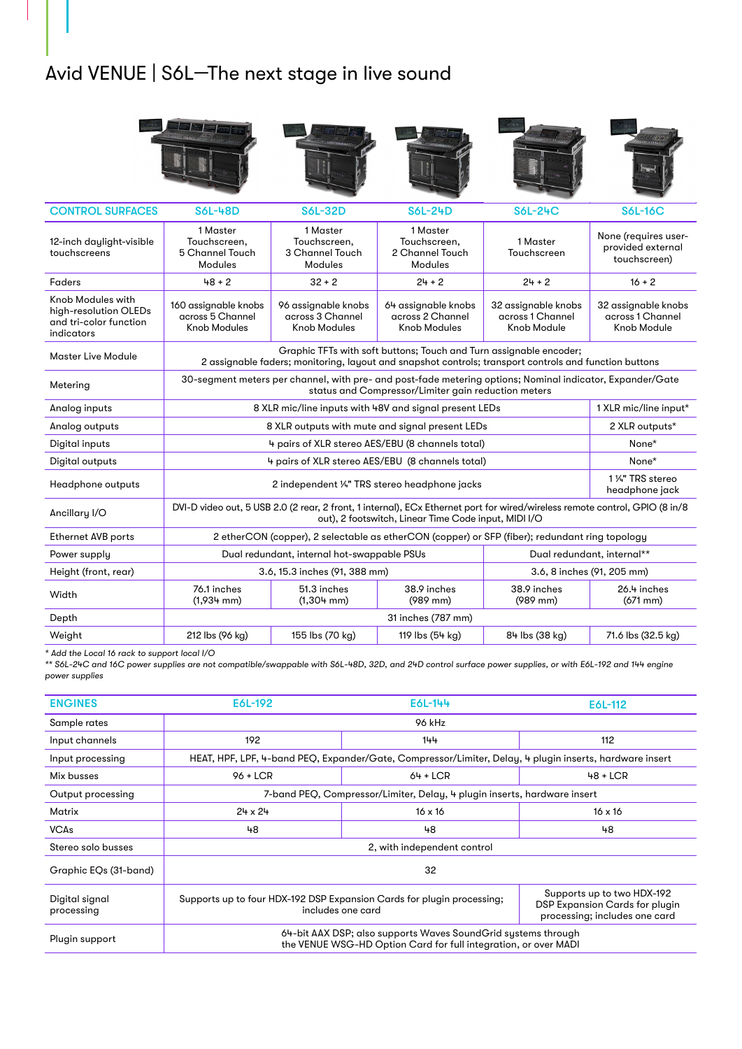# Avid VENUE | S6L—The next stage in live sound

| CONTROL SURFACES | S6L-48D | S6L-32D | S6L-24D | S6L-24C | S6L-16C |
|---|---|---|---|---|---|
| 12-inch daylight-visible touchscreens | 1 Master Touchscreen, 5 Channel Touch Modules | 1 Master Touchscreen, 3 Channel Touch Modules | 1 Master Touchscreen, 2 Channel Touch Modules | 1 Master Touchscreen | None (requires user-provided external touchscreen) |
| Faders | 48 + 2 | 32 + 2 | 24 + 2 | 24 + 2 | 16 + 2 |
| Knob Modules with high-resolution OLEDs and tri-color function indicators | 160 assignable knobs across 5 Channel Knob Modules | 96 assignable knobs across 3 Channel Knob Modules | 64 assignable knobs across 2 Channel Knob Modules | 32 assignable knobs across 1 Channel Knob Module | 32 assignable knobs across 1 Channel Knob Module |
| Master Live Module | Graphic TFTs with soft buttons; Touch and Turn assignable encoder; 2 assignable faders; monitoring, layout and snapshot controls; transport controls and function buttons | | | | |
| Metering | 30-segment meters per channel, with pre- and post-fade metering options; Nominal indicator, Expander/Gate status and Compressor/Limiter gain reduction meters | | | | |
| Analog inputs | 8 XLR mic/line inputs with 48V and signal present LEDs | | | | 1 XLR mic/line input* |
| Analog outputs | 8 XLR outputs with mute and signal present LEDs | | | | 2 XLR outputs* |
| Digital inputs | 4 pairs of XLR stereo AES/EBU (8 channels total) | | | | None* |
| Digital outputs | 4 pairs of XLR stereo AES/EBU (8 channels total) | | | | None* |
| Headphone outputs | 2 independent ¼" TRS stereo headphone jacks | | | | 1 ¼" TRS stereo headphone jack |
| Ancillary I/O | DVI-D video out, 5 USB 2.0 (2 rear, 2 front, 1 internal), ECx Ethernet port for wired/wireless remote control, GPIO (8 in/8 out), 2 footswitch, Linear Time Code input, MIDI I/O | | | | |
| Ethernet AVB ports | 2 etherCON (copper), 2 selectable as etherCON (copper) or SFP (fiber); redundant ring topology | | | | |
| Power supply | Dual redundant, internal hot-swappable PSUs | | | Dual redundant, internal** | |
| Height (front, rear) | 3.6, 15.3 inches (91, 388 mm) | | | 3.6, 8 inches (91, 205 mm) | |
| Width | 76.1 inches (1,934 mm) | 51.3 inches (1,304 mm) | 38.9 inches (989 mm) | 38.9 inches (989 mm) | 26.4 inches (671 mm) |
| Depth | 31 inches (787 mm) | | | | |
| Weight | 212 lbs (96 kg) | 155 lbs (70 kg) | 119 lbs (54 kg) | 84 lbs (38 kg) | 71.6 lbs (32.5 kg) |

*\* Add the Local 16 rack to support local I/O*
*\*\* S6L-24C and 16C power supplies are not compatible/swappable with S6L-48D, 32D, and 24D control surface power supplies, or with E6L-192 and 144 engine power supplies*

| ENGINES | E6L-192 | E6L-144 | E6L-112 |
|---|---|---|---|
| Sample rates | 96 kHz | | |
| Input channels | 192 | 144 | 112 |
| Input processing | HEAT, HPF, LPF, 4-band PEQ, Expander/Gate, Compressor/Limiter, Delay, 4 plugin inserts, hardware insert | | |
| Mix busses | 96 + LCR | 64 + LCR | 48 + LCR |
| Output processing | 7-band PEQ, Compressor/Limiter, Delay, 4 plugin inserts, hardware insert | | |
| Matrix | 24 x 24 | 16 x 16 | 16 x 16 |
| VCAs | 48 | 48 | 48 |
| Stereo solo busses | 2, with independent control | | |
| Graphic EQs (31-band) | 32 | | |
| Digital signal processing | Supports up to four HDX-192 DSP Expansion Cards for plugin processing; includes one card | | Supports up to two HDX-192 DSP Expansion Cards for plugin processing; includes one card |
| Plugin support | 64-bit AAX DSP; also supports Waves SoundGrid systems through the VENUE WSG-HD Option Card for full integration, or over MADI | | |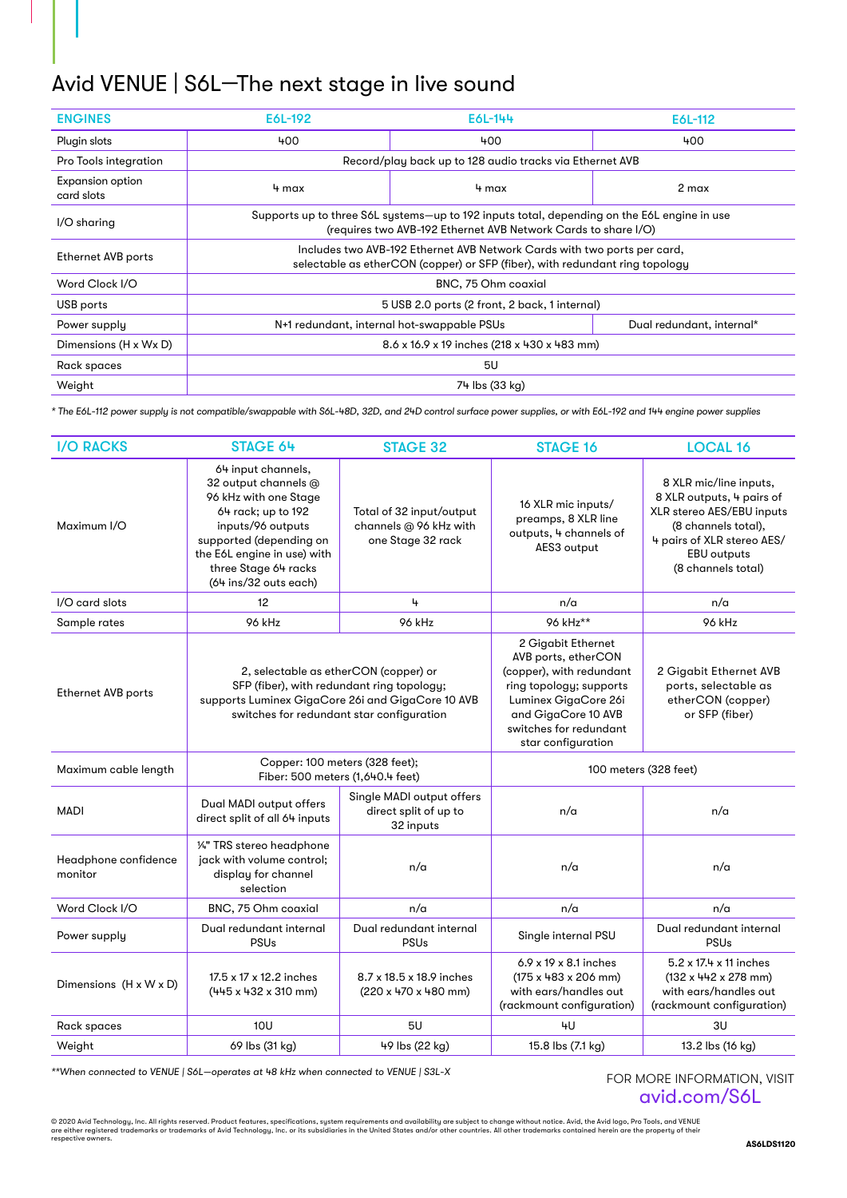# Avid VENUE | S6L—The next stage in live sound

| ENGINES | E6L-192 | E6L-144 | E6L-112 |
|---|---|---|---|
| Plugin slots | 400 | 400 | 400 |
| Pro Tools integration | Record/play back up to 128 audio tracks via Ethernet AVB | | |
| Expansion option card slots | 4 max | 4 max | 2 max |
| I/O sharing | Supports up to three S6L systems—up to 192 inputs total, depending on the E6L engine in use (requires two AVB-192 Ethernet AVB Network Cards to share I/O) | | |
| Ethernet AVB ports | Includes two AVB-192 Ethernet AVB Network Cards with two ports per card, selectable as etherCON (copper) or SFP (fiber), with redundant ring topology | | |
| Word Clock I/O | BNC, 75 Ohm coaxial | | |
| USB ports | 5 USB 2.0 ports (2 front, 2 back, 1 internal) | | |
| Power supply | N+1 redundant, internal hot-swappable PSUs | | Dual redundant, internal* |
| Dimensions (H x Wx D) | 8.6 x 16.9 x 19 inches (218 x 430 x 483 mm) | | |
| Rack spaces | 5U | | |
| Weight | 74 lbs (33 kg) | | |

*\* The E6L-112 power supply is not compatible/swappable with S6L-48D, 32D, and 24D control surface power supplies, or with E6L-192 and 144 engine power supplies*

| I/O RACKS | STAGE 64 | STAGE 32 | STAGE 16 | LOCAL 16 |
|---|---|---|---|---|
| Maximum I/O | 64 input channels, 32 output channels @ 96 kHz with one Stage 64 rack; up to 192 inputs/96 outputs supported (depending on the E6L engine in use) with three Stage 64 racks (64 ins/32 outs each) | Total of 32 input/output channels @ 96 kHz with one Stage 32 rack | 16 XLR mic inputs/ preamps, 8 XLR line outputs, 4 channels of AES3 output | 8 XLR mic/line inputs, 8 XLR outputs, 4 pairs of XLR stereo AES/EBU inputs (8 channels total), 4 pairs of XLR stereo AES/ EBU outputs (8 channels total) |
| I/O card slots | 12 | 4 | n/a | n/a |
| Sample rates | 96 kHz | 96 kHz | 96 kHz** | 96 kHz |
| Ethernet AVB ports | 2, selectable as etherCON (copper) or SFP (fiber), with redundant ring topology; supports Luminex GigaCore 26i and GigaCore 10 AVB switches for redundant star configuration | | 2 Gigabit Ethernet AVB ports, etherCON (copper), with redundant ring topology; supports Luminex GigaCore 26i and GigaCore 10 AVB switches for redundant star configuration | 2 Gigabit Ethernet AVB ports, selectable as etherCON (copper) or SFP (fiber) |
| Maximum cable length | Copper: 100 meters (328 feet); Fiber: 500 meters (1,640.4 feet) | | 100 meters (328 feet) | |
| MADI | Dual MADI output offers direct split of all 64 inputs | Single MADI output offers direct split of up to 32 inputs | n/a | n/a |
| Headphone confidence monitor | ¼" TRS stereo headphone jack with volume control; display for channel selection | n/a | n/a | n/a |
| Word Clock I/O | BNC, 75 Ohm coaxial | n/a | n/a | n/a |
| Power supply | Dual redundant internal PSUs | Dual redundant internal PSUs | Single internal PSU | Dual redundant internal PSUs |
| Dimensions (H x W x D) | 17.5 x 17 x 12.2 inches (445 x 432 x 310 mm) | 8.7 x 18.5 x 18.9 inches (220 x 470 x 480 mm) | 6.9 x 19 x 8.1 inches (175 x 483 x 206 mm) with ears/handles out (rackmount configuration) | 5.2 x 17.4 x 11 inches (132 x 442 x 278 mm) with ears/handles out (rackmount configuration) |
| Rack spaces | 10U | 5U | 4U | 3U |
| Weight | 69 lbs (31 kg) | 49 lbs (22 kg) | 15.8 lbs (7.1 kg) | 13.2 lbs (16 kg) |

*\*\*When connected to VENUE | S6L—operates at 48 kHz when connected to VENUE | S3L-X*

FOR MORE INFORMATION, VISIT
avid.com/S6L

© 2020 Avid Technology, Inc. All rights reserved. Product features, specifications, system requirements and availability are subject to change without notice. Avid, the Avid logo, Pro Tools, and VENUE are either registered trademarks or trademarks of Avid Technology, Inc. or its subsidiaries in the United States and/or other countries. All other trademarks contained herein are the property of their respective owners.

AS6LDS1120